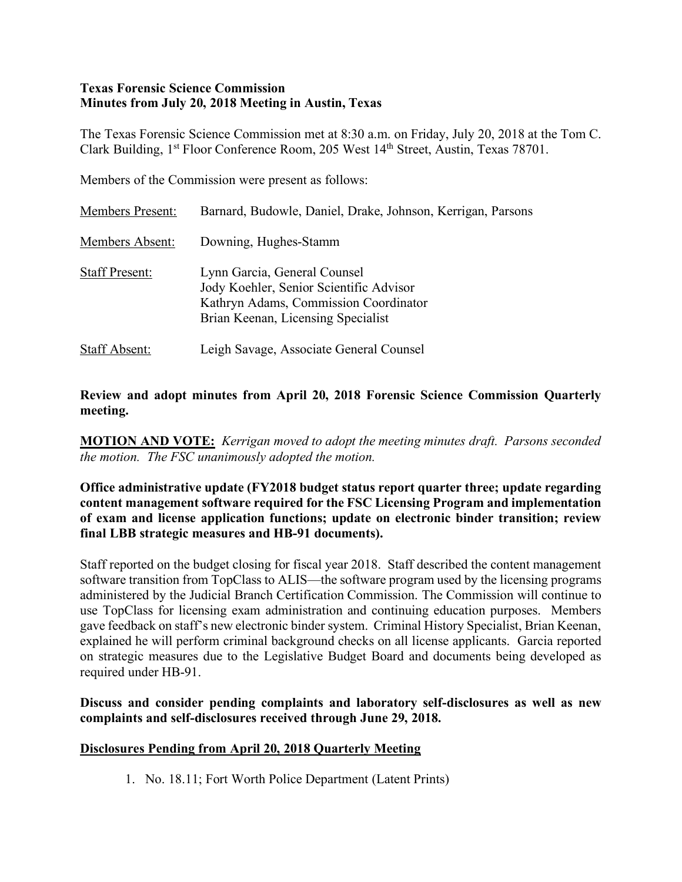**Texas Forensic Science Commission**
**Minutes from July 20, 2018 Meeting in Austin, Texas**

The Texas Forensic Science Commission met at 8:30 a.m. on Friday, July 20, 2018 at the Tom C. Clark Building, 1st Floor Conference Room, 205 West 14th Street, Austin, Texas 78701.

Members of the Commission were present as follows:

| | |
|---|---|
| Members Present: | Barnard, Budowle, Daniel, Drake, Johnson, Kerrigan, Parsons |
| Members Absent: | Downing, Hughes-Stamm |
| Staff Present: | Lynn Garcia, General Counsel<br>Jody Koehler, Senior Scientific Advisor<br>Kathryn Adams, Commission Coordinator<br>Brian Keenan, Licensing Specialist |
| Staff Absent: | Leigh Savage, Associate General Counsel |

**Review and adopt minutes from April 20, 2018 Forensic Science Commission Quarterly meeting.**

**MOTION AND VOTE:** *Kerrigan moved to adopt the meeting minutes draft. Parsons seconded the motion. The FSC unanimously adopted the motion.*

**Office administrative update (FY2018 budget status report quarter three; update regarding content management software required for the FSC Licensing Program and implementation of exam and license application functions; update on electronic binder transition; review final LBB strategic measures and HB-91 documents).**

Staff reported on the budget closing for fiscal year 2018. Staff described the content management software transition from TopClass to ALIS—the software program used by the licensing programs administered by the Judicial Branch Certification Commission. The Commission will continue to use TopClass for licensing exam administration and continuing education purposes. Members gave feedback on staff's new electronic binder system. Criminal History Specialist, Brian Keenan, explained he will perform criminal background checks on all license applicants. Garcia reported on strategic measures due to the Legislative Budget Board and documents being developed as required under HB-91.

**Discuss and consider pending complaints and laboratory self-disclosures as well as new complaints and self-disclosures received through June 29, 2018.**

**Disclosures Pending from April 20, 2018 Quarterly Meeting**

1. No. 18.11; Fort Worth Police Department (Latent Prints)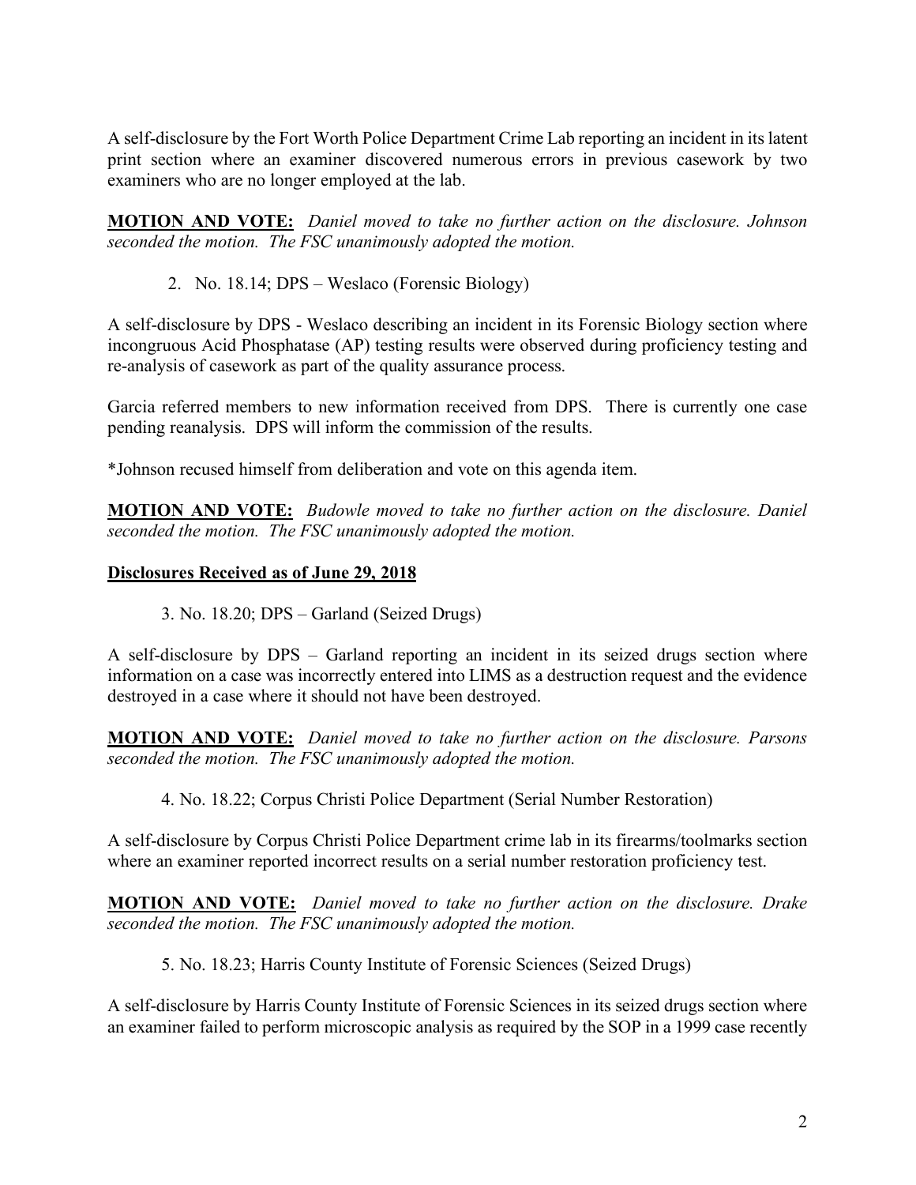A self-disclosure by the Fort Worth Police Department Crime Lab reporting an incident in its latent print section where an examiner discovered numerous errors in previous casework by two examiners who are no longer employed at the lab.

**MOTION AND VOTE:** *Daniel moved to take no further action on the disclosure. Johnson seconded the motion. The FSC unanimously adopted the motion.*

2. No. 18.14; DPS – Weslaco (Forensic Biology)

A self-disclosure by DPS - Weslaco describing an incident in its Forensic Biology section where incongruous Acid Phosphatase (AP) testing results were observed during proficiency testing and re-analysis of casework as part of the quality assurance process.

Garcia referred members to new information received from DPS. There is currently one case pending reanalysis. DPS will inform the commission of the results.

*Johnson recused himself from deliberation and vote on this agenda item.

**MOTION AND VOTE:** *Budowle moved to take no further action on the disclosure. Daniel seconded the motion. The FSC unanimously adopted the motion.*

**Disclosures Received as of June 29, 2018**

3. No. 18.20; DPS – Garland (Seized Drugs)

A self-disclosure by DPS – Garland reporting an incident in its seized drugs section where information on a case was incorrectly entered into LIMS as a destruction request and the evidence destroyed in a case where it should not have been destroyed.

**MOTION AND VOTE:** *Daniel moved to take no further action on the disclosure. Parsons seconded the motion. The FSC unanimously adopted the motion.*

4. No. 18.22; Corpus Christi Police Department (Serial Number Restoration)

A self-disclosure by Corpus Christi Police Department crime lab in its firearms/toolmarks section where an examiner reported incorrect results on a serial number restoration proficiency test.

**MOTION AND VOTE:** *Daniel moved to take no further action on the disclosure. Drake seconded the motion. The FSC unanimously adopted the motion.*

5. No. 18.23; Harris County Institute of Forensic Sciences (Seized Drugs)

A self-disclosure by Harris County Institute of Forensic Sciences in its seized drugs section where an examiner failed to perform microscopic analysis as required by the SOP in a 1999 case recently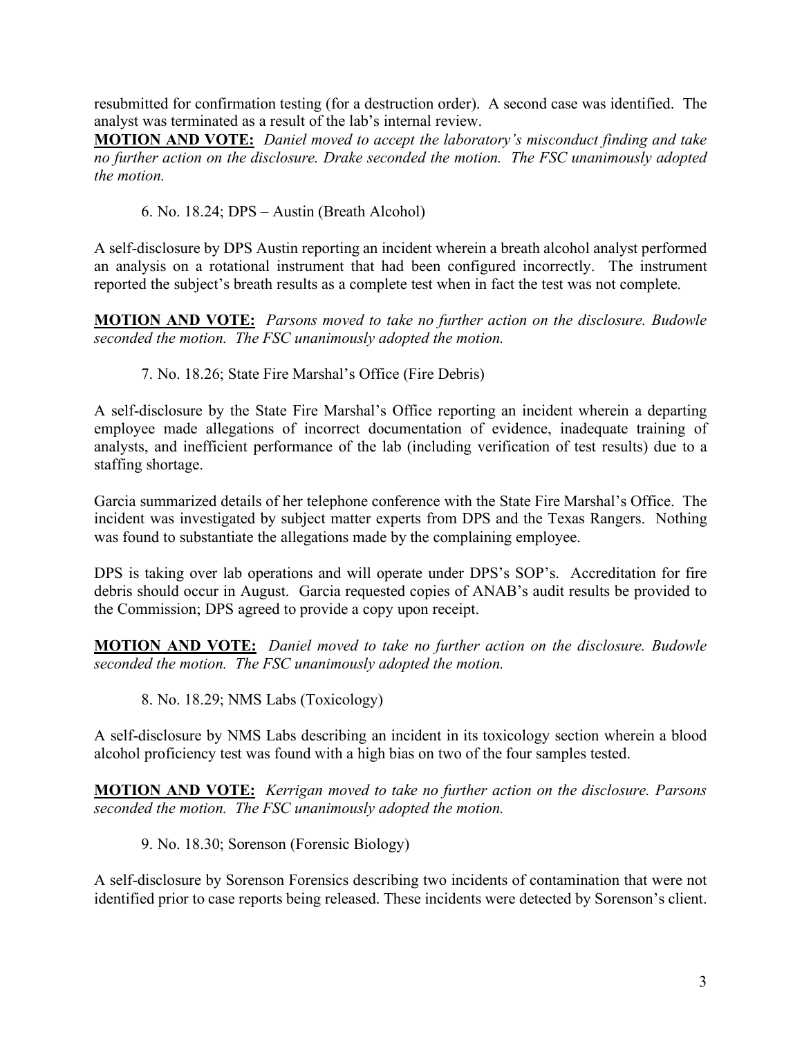resubmitted for confirmation testing (for a destruction order). A second case was identified. The analyst was terminated as a result of the lab's internal review.

**MOTION AND VOTE:** *Daniel moved to accept the laboratory's misconduct finding and take no further action on the disclosure. Drake seconded the motion. The FSC unanimously adopted the motion.*

6. No. 18.24; DPS – Austin (Breath Alcohol)

A self-disclosure by DPS Austin reporting an incident wherein a breath alcohol analyst performed an analysis on a rotational instrument that had been configured incorrectly. The instrument reported the subject's breath results as a complete test when in fact the test was not complete.

**MOTION AND VOTE:** *Parsons moved to take no further action on the disclosure. Budowle seconded the motion. The FSC unanimously adopted the motion.*

7. No. 18.26; State Fire Marshal's Office (Fire Debris)

A self-disclosure by the State Fire Marshal's Office reporting an incident wherein a departing employee made allegations of incorrect documentation of evidence, inadequate training of analysts, and inefficient performance of the lab (including verification of test results) due to a staffing shortage.

Garcia summarized details of her telephone conference with the State Fire Marshal's Office. The incident was investigated by subject matter experts from DPS and the Texas Rangers. Nothing was found to substantiate the allegations made by the complaining employee.

DPS is taking over lab operations and will operate under DPS's SOP's. Accreditation for fire debris should occur in August. Garcia requested copies of ANAB's audit results be provided to the Commission; DPS agreed to provide a copy upon receipt.

**MOTION AND VOTE:** *Daniel moved to take no further action on the disclosure. Budowle seconded the motion. The FSC unanimously adopted the motion.*

8. No. 18.29; NMS Labs (Toxicology)

A self-disclosure by NMS Labs describing an incident in its toxicology section wherein a blood alcohol proficiency test was found with a high bias on two of the four samples tested.

**MOTION AND VOTE:** *Kerrigan moved to take no further action on the disclosure. Parsons seconded the motion. The FSC unanimously adopted the motion.*

9. No. 18.30; Sorenson (Forensic Biology)

A self-disclosure by Sorenson Forensics describing two incidents of contamination that were not identified prior to case reports being released. These incidents were detected by Sorenson's client.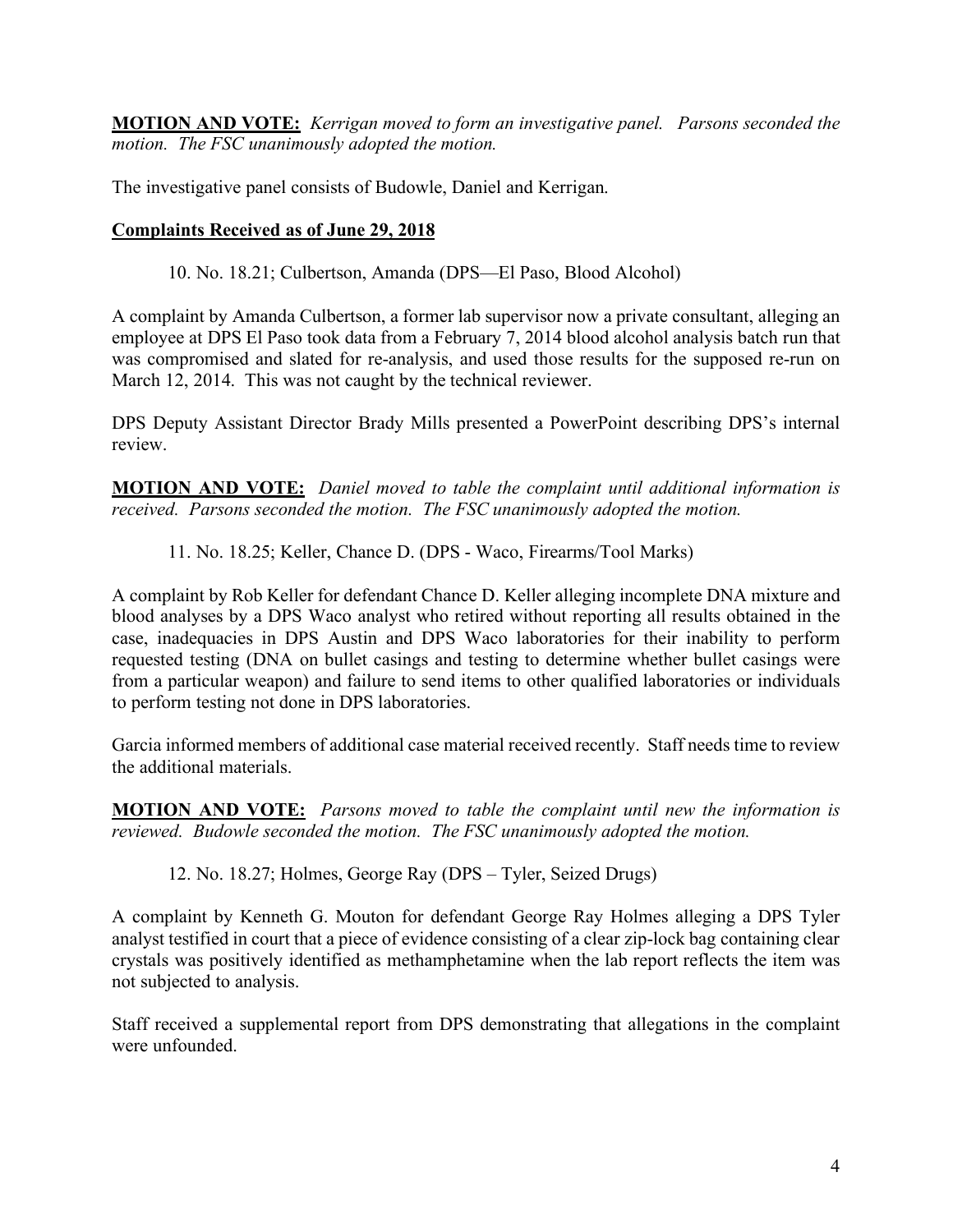**MOTION AND VOTE:** *Kerrigan moved to form an investigative panel. Parsons seconded the motion. The FSC unanimously adopted the motion.*

The investigative panel consists of Budowle, Daniel and Kerrigan.

**Complaints Received as of June 29, 2018**

10. No. 18.21; Culbertson, Amanda (DPS—El Paso, Blood Alcohol)

A complaint by Amanda Culbertson, a former lab supervisor now a private consultant, alleging an employee at DPS El Paso took data from a February 7, 2014 blood alcohol analysis batch run that was compromised and slated for re-analysis, and used those results for the supposed re-run on March 12, 2014. This was not caught by the technical reviewer.

DPS Deputy Assistant Director Brady Mills presented a PowerPoint describing DPS's internal review.

**MOTION AND VOTE:** *Daniel moved to table the complaint until additional information is received. Parsons seconded the motion. The FSC unanimously adopted the motion.*

11. No. 18.25; Keller, Chance D. (DPS - Waco, Firearms/Tool Marks)

A complaint by Rob Keller for defendant Chance D. Keller alleging incomplete DNA mixture and blood analyses by a DPS Waco analyst who retired without reporting all results obtained in the case, inadequacies in DPS Austin and DPS Waco laboratories for their inability to perform requested testing (DNA on bullet casings and testing to determine whether bullet casings were from a particular weapon) and failure to send items to other qualified laboratories or individuals to perform testing not done in DPS laboratories.

Garcia informed members of additional case material received recently. Staff needs time to review the additional materials.

**MOTION AND VOTE:** *Parsons moved to table the complaint until new the information is reviewed. Budowle seconded the motion. The FSC unanimously adopted the motion.*

12. No. 18.27; Holmes, George Ray (DPS – Tyler, Seized Drugs)

A complaint by Kenneth G. Mouton for defendant George Ray Holmes alleging a DPS Tyler analyst testified in court that a piece of evidence consisting of a clear zip-lock bag containing clear crystals was positively identified as methamphetamine when the lab report reflects the item was not subjected to analysis.

Staff received a supplemental report from DPS demonstrating that allegations in the complaint were unfounded.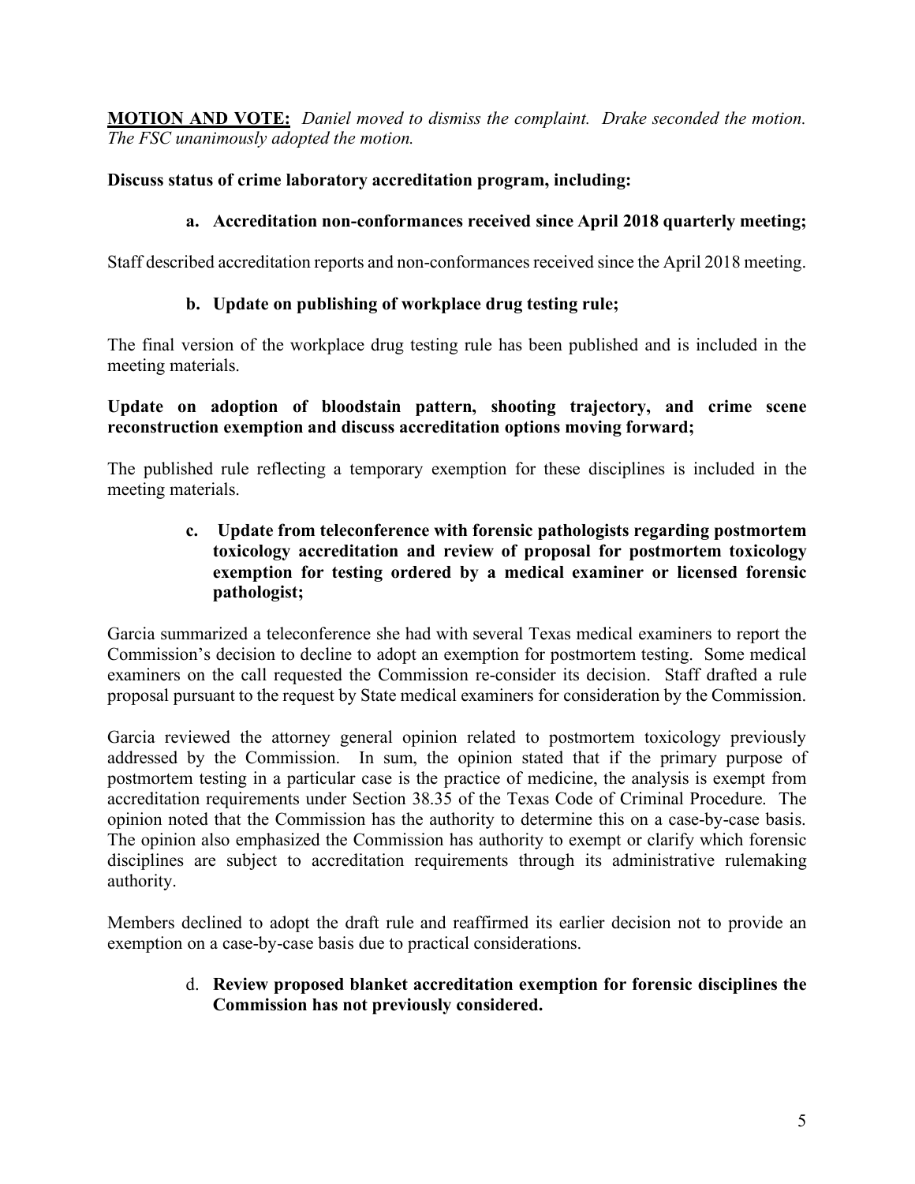**MOTION AND VOTE:** *Daniel moved to dismiss the complaint. Drake seconded the motion. The FSC unanimously adopted the motion.*

**Discuss status of crime laboratory accreditation program, including:**

**a. Accreditation non-conformances received since April 2018 quarterly meeting;**

Staff described accreditation reports and non-conformances received since the April 2018 meeting.

**b. Update on publishing of workplace drug testing rule;**

The final version of the workplace drug testing rule has been published and is included in the meeting materials.

**Update on adoption of bloodstain pattern, shooting trajectory, and crime scene reconstruction exemption and discuss accreditation options moving forward;**

The published rule reflecting a temporary exemption for these disciplines is included in the meeting materials.

**c. Update from teleconference with forensic pathologists regarding postmortem toxicology accreditation and review of proposal for postmortem toxicology exemption for testing ordered by a medical examiner or licensed forensic pathologist;**

Garcia summarized a teleconference she had with several Texas medical examiners to report the Commission's decision to decline to adopt an exemption for postmortem testing. Some medical examiners on the call requested the Commission re-consider its decision. Staff drafted a rule proposal pursuant to the request by State medical examiners for consideration by the Commission.

Garcia reviewed the attorney general opinion related to postmortem toxicology previously addressed by the Commission. In sum, the opinion stated that if the primary purpose of postmortem testing in a particular case is the practice of medicine, the analysis is exempt from accreditation requirements under Section 38.35 of the Texas Code of Criminal Procedure. The opinion noted that the Commission has the authority to determine this on a case-by-case basis. The opinion also emphasized the Commission has authority to exempt or clarify which forensic disciplines are subject to accreditation requirements through its administrative rulemaking authority.

Members declined to adopt the draft rule and reaffirmed its earlier decision not to provide an exemption on a case-by-case basis due to practical considerations.

d. **Review proposed blanket accreditation exemption for forensic disciplines the Commission has not previously considered.**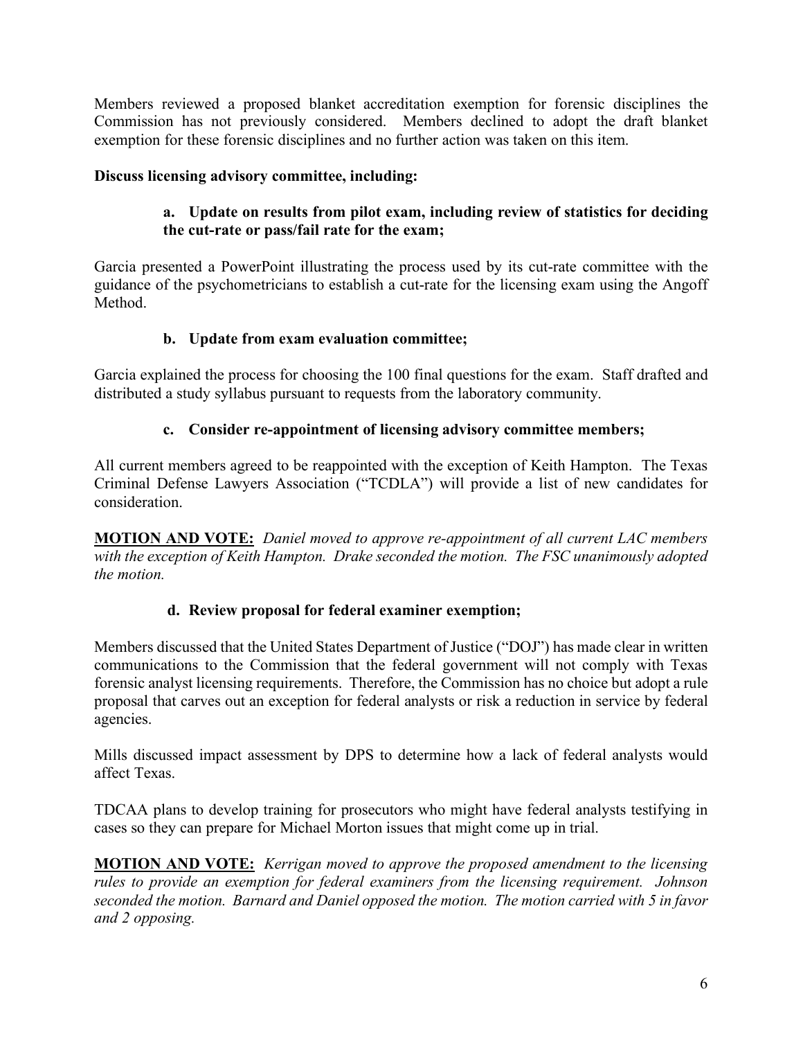Members reviewed a proposed blanket accreditation exemption for forensic disciplines the Commission has not previously considered. Members declined to adopt the draft blanket exemption for these forensic disciplines and no further action was taken on this item.

**Discuss licensing advisory committee, including:**

**a. Update on results from pilot exam, including review of statistics for deciding the cut-rate or pass/fail rate for the exam;**

Garcia presented a PowerPoint illustrating the process used by its cut-rate committee with the guidance of the psychometricians to establish a cut-rate for the licensing exam using the Angoff Method.

**b. Update from exam evaluation committee;**

Garcia explained the process for choosing the 100 final questions for the exam. Staff drafted and distributed a study syllabus pursuant to requests from the laboratory community.

**c. Consider re-appointment of licensing advisory committee members;**

All current members agreed to be reappointed with the exception of Keith Hampton. The Texas Criminal Defense Lawyers Association ("TCDLA") will provide a list of new candidates for consideration.

**MOTION AND VOTE:** *Daniel moved to approve re-appointment of all current LAC members with the exception of Keith Hampton. Drake seconded the motion. The FSC unanimously adopted the motion.*

**d. Review proposal for federal examiner exemption;**

Members discussed that the United States Department of Justice ("DOJ") has made clear in written communications to the Commission that the federal government will not comply with Texas forensic analyst licensing requirements. Therefore, the Commission has no choice but adopt a rule proposal that carves out an exception for federal analysts or risk a reduction in service by federal agencies.

Mills discussed impact assessment by DPS to determine how a lack of federal analysts would affect Texas.

TDCAA plans to develop training for prosecutors who might have federal analysts testifying in cases so they can prepare for Michael Morton issues that might come up in trial.

**MOTION AND VOTE:** *Kerrigan moved to approve the proposed amendment to the licensing rules to provide an exemption for federal examiners from the licensing requirement. Johnson seconded the motion. Barnard and Daniel opposed the motion. The motion carried with 5 in favor and 2 opposing.*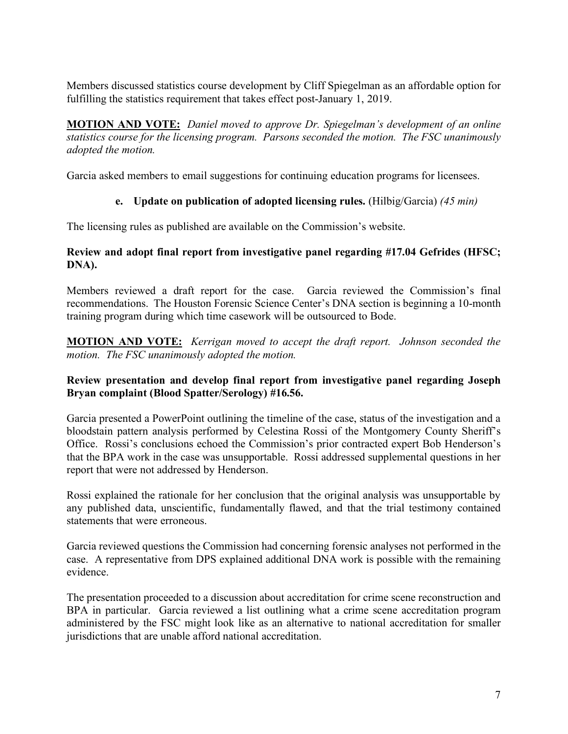Members discussed statistics course development by Cliff Spiegelman as an affordable option for fulfilling the statistics requirement that takes effect post-January 1, 2019.

**MOTION AND VOTE:** *Daniel moved to approve Dr. Spiegelman's development of an online statistics course for the licensing program. Parsons seconded the motion. The FSC unanimously adopted the motion.*

Garcia asked members to email suggestions for continuing education programs for licensees.

**e. Update on publication of adopted licensing rules.** (Hilbig/Garcia) *(45 min)*

The licensing rules as published are available on the Commission's website.

**Review and adopt final report from investigative panel regarding #17.04 Gefrides (HFSC; DNA).**

Members reviewed a draft report for the case. Garcia reviewed the Commission's final recommendations. The Houston Forensic Science Center's DNA section is beginning a 10-month training program during which time casework will be outsourced to Bode.

**MOTION AND VOTE:** *Kerrigan moved to accept the draft report. Johnson seconded the motion. The FSC unanimously adopted the motion.*

**Review presentation and develop final report from investigative panel regarding Joseph Bryan complaint (Blood Spatter/Serology) #16.56.**

Garcia presented a PowerPoint outlining the timeline of the case, status of the investigation and a bloodstain pattern analysis performed by Celestina Rossi of the Montgomery County Sheriff's Office. Rossi's conclusions echoed the Commission's prior contracted expert Bob Henderson's that the BPA work in the case was unsupportable. Rossi addressed supplemental questions in her report that were not addressed by Henderson.

Rossi explained the rationale for her conclusion that the original analysis was unsupportable by any published data, unscientific, fundamentally flawed, and that the trial testimony contained statements that were erroneous.

Garcia reviewed questions the Commission had concerning forensic analyses not performed in the case. A representative from DPS explained additional DNA work is possible with the remaining evidence.

The presentation proceeded to a discussion about accreditation for crime scene reconstruction and BPA in particular. Garcia reviewed a list outlining what a crime scene accreditation program administered by the FSC might look like as an alternative to national accreditation for smaller jurisdictions that are unable afford national accreditation.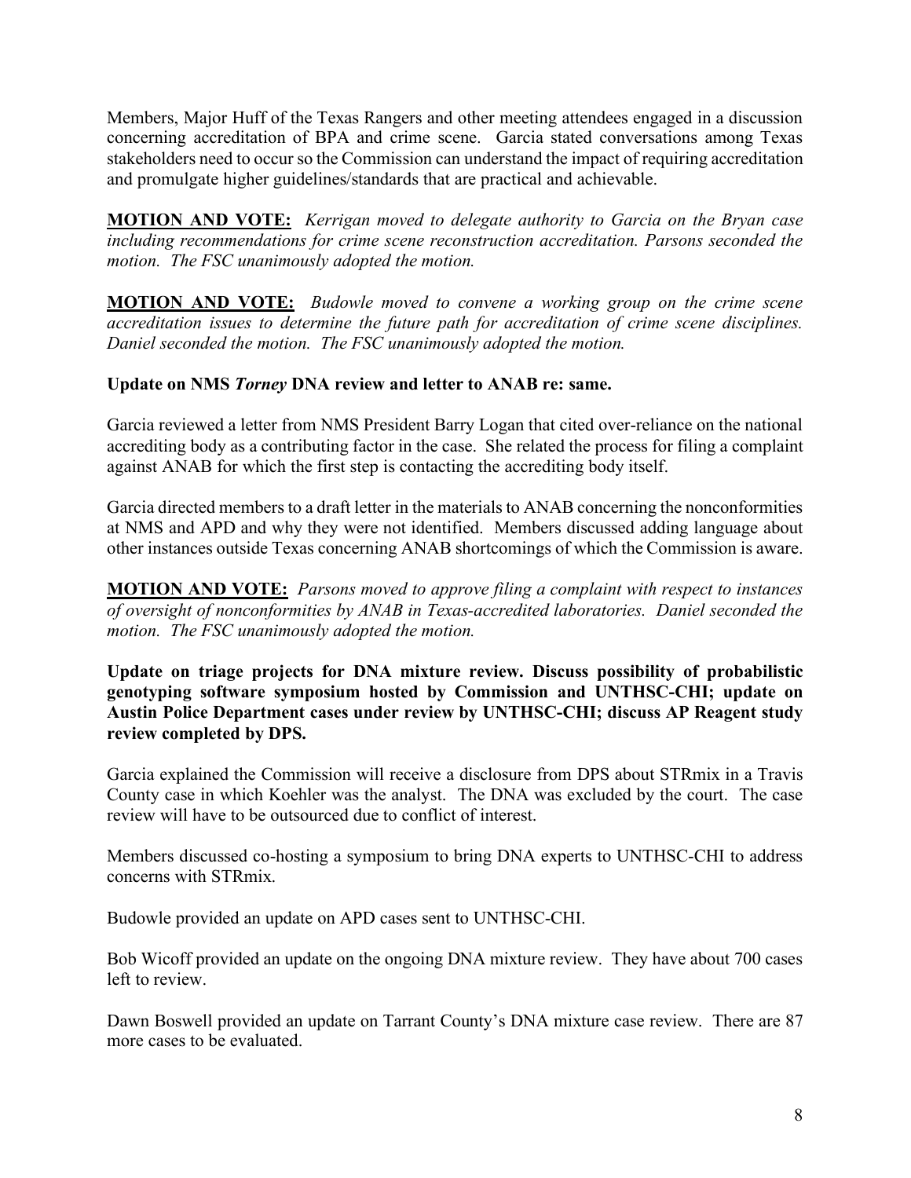Members, Major Huff of the Texas Rangers and other meeting attendees engaged in a discussion concerning accreditation of BPA and crime scene. Garcia stated conversations among Texas stakeholders need to occur so the Commission can understand the impact of requiring accreditation and promulgate higher guidelines/standards that are practical and achievable.

**MOTION AND VOTE:** *Kerrigan moved to delegate authority to Garcia on the Bryan case including recommendations for crime scene reconstruction accreditation. Parsons seconded the motion. The FSC unanimously adopted the motion.*

**MOTION AND VOTE:** *Budowle moved to convene a working group on the crime scene accreditation issues to determine the future path for accreditation of crime scene disciplines. Daniel seconded the motion. The FSC unanimously adopted the motion.*

**Update on NMS *Torney* DNA review and letter to ANAB re: same.**

Garcia reviewed a letter from NMS President Barry Logan that cited over-reliance on the national accrediting body as a contributing factor in the case. She related the process for filing a complaint against ANAB for which the first step is contacting the accrediting body itself.

Garcia directed members to a draft letter in the materials to ANAB concerning the nonconformities at NMS and APD and why they were not identified. Members discussed adding language about other instances outside Texas concerning ANAB shortcomings of which the Commission is aware.

**MOTION AND VOTE:** *Parsons moved to approve filing a complaint with respect to instances of oversight of nonconformities by ANAB in Texas-accredited laboratories. Daniel seconded the motion. The FSC unanimously adopted the motion.*

**Update on triage projects for DNA mixture review. Discuss possibility of probabilistic genotyping software symposium hosted by Commission and UNTHSC-CHI; update on Austin Police Department cases under review by UNTHSC-CHI; discuss AP Reagent study review completed by DPS.**

Garcia explained the Commission will receive a disclosure from DPS about STRmix in a Travis County case in which Koehler was the analyst. The DNA was excluded by the court. The case review will have to be outsourced due to conflict of interest.

Members discussed co-hosting a symposium to bring DNA experts to UNTHSC-CHI to address concerns with STRmix.

Budowle provided an update on APD cases sent to UNTHSC-CHI.

Bob Wicoff provided an update on the ongoing DNA mixture review. They have about 700 cases left to review.

Dawn Boswell provided an update on Tarrant County's DNA mixture case review. There are 87 more cases to be evaluated.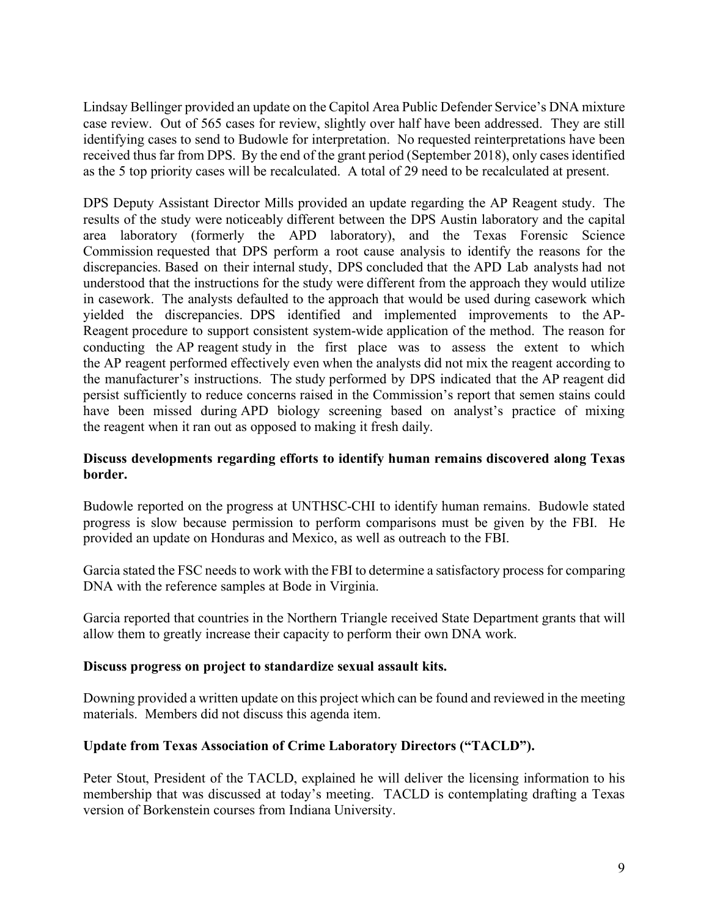Lindsay Bellinger provided an update on the Capitol Area Public Defender Service's DNA mixture case review. Out of 565 cases for review, slightly over half have been addressed. They are still identifying cases to send to Budowle for interpretation. No requested reinterpretations have been received thus far from DPS. By the end of the grant period (September 2018), only cases identified as the 5 top priority cases will be recalculated. A total of 29 need to be recalculated at present.

DPS Deputy Assistant Director Mills provided an update regarding the AP Reagent study. The results of the study were noticeably different between the DPS Austin laboratory and the capital area laboratory (formerly the APD laboratory), and the Texas Forensic Science Commission requested that DPS perform a root cause analysis to identify the reasons for the discrepancies. Based on their internal study, DPS concluded that the APD Lab analysts had not understood that the instructions for the study were different from the approach they would utilize in casework. The analysts defaulted to the approach that would be used during casework which yielded the discrepancies. DPS identified and implemented improvements to the AP-Reagent procedure to support consistent system-wide application of the method. The reason for conducting the AP reagent study in the first place was to assess the extent to which the AP reagent performed effectively even when the analysts did not mix the reagent according to the manufacturer's instructions. The study performed by DPS indicated that the AP reagent did persist sufficiently to reduce concerns raised in the Commission's report that semen stains could have been missed during APD biology screening based on analyst's practice of mixing the reagent when it ran out as opposed to making it fresh daily.

**Discuss developments regarding efforts to identify human remains discovered along Texas border.**

Budowle reported on the progress at UNTHSC-CHI to identify human remains. Budowle stated progress is slow because permission to perform comparisons must be given by the FBI. He provided an update on Honduras and Mexico, as well as outreach to the FBI.

Garcia stated the FSC needs to work with the FBI to determine a satisfactory process for comparing DNA with the reference samples at Bode in Virginia.

Garcia reported that countries in the Northern Triangle received State Department grants that will allow them to greatly increase their capacity to perform their own DNA work.

**Discuss progress on project to standardize sexual assault kits.**

Downing provided a written update on this project which can be found and reviewed in the meeting materials. Members did not discuss this agenda item.

**Update from Texas Association of Crime Laboratory Directors ("TACLD").**

Peter Stout, President of the TACLD, explained he will deliver the licensing information to his membership that was discussed at today's meeting. TACLD is contemplating drafting a Texas version of Borkenstein courses from Indiana University.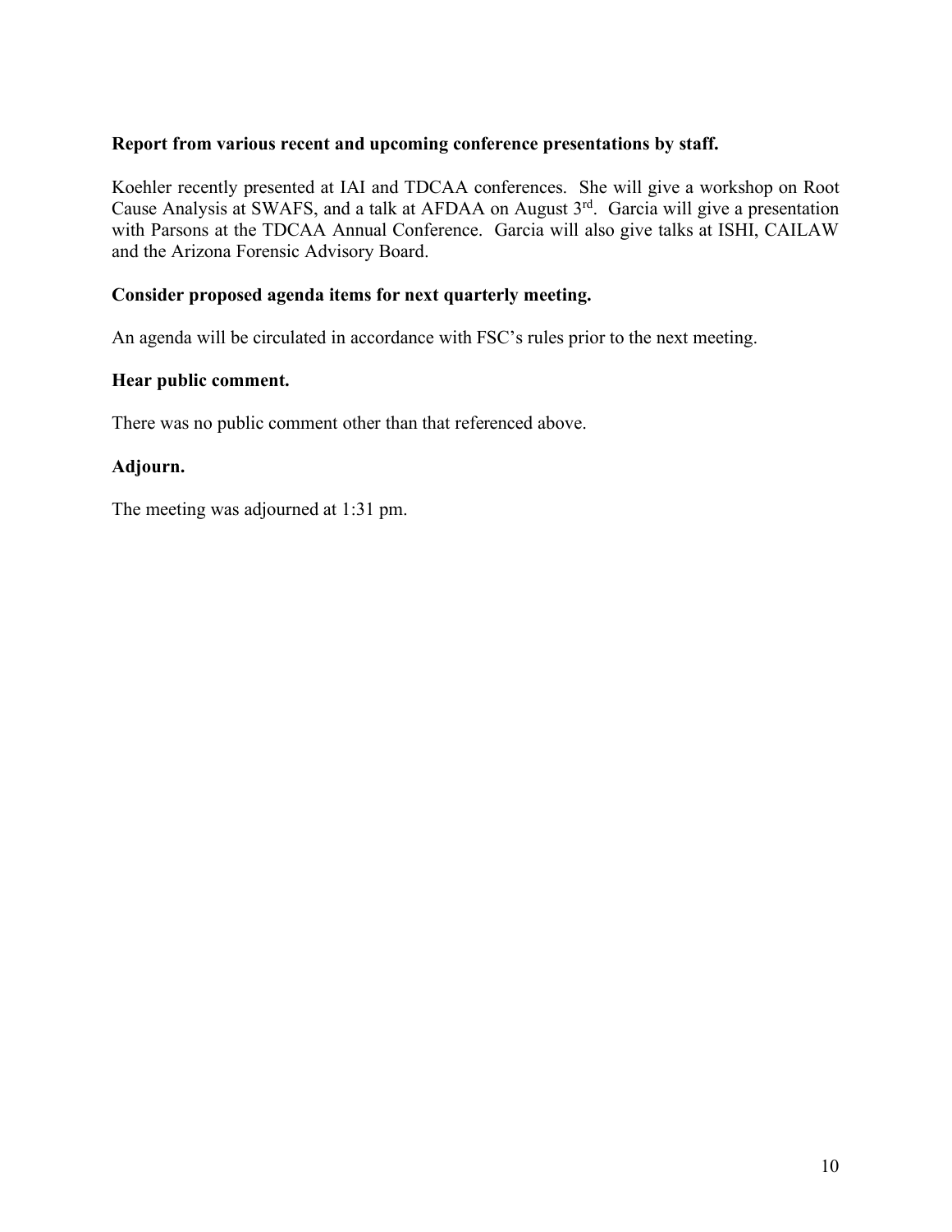**Report from various recent and upcoming conference presentations by staff.**

Koehler recently presented at IAI and TDCAA conferences. She will give a workshop on Root Cause Analysis at SWAFS, and a talk at AFDAA on August 3rd. Garcia will give a presentation with Parsons at the TDCAA Annual Conference. Garcia will also give talks at ISHI, CAILAW and the Arizona Forensic Advisory Board.

**Consider proposed agenda items for next quarterly meeting.**

An agenda will be circulated in accordance with FSC's rules prior to the next meeting.

**Hear public comment.**

There was no public comment other than that referenced above.

**Adjourn.**

The meeting was adjourned at 1:31 pm.